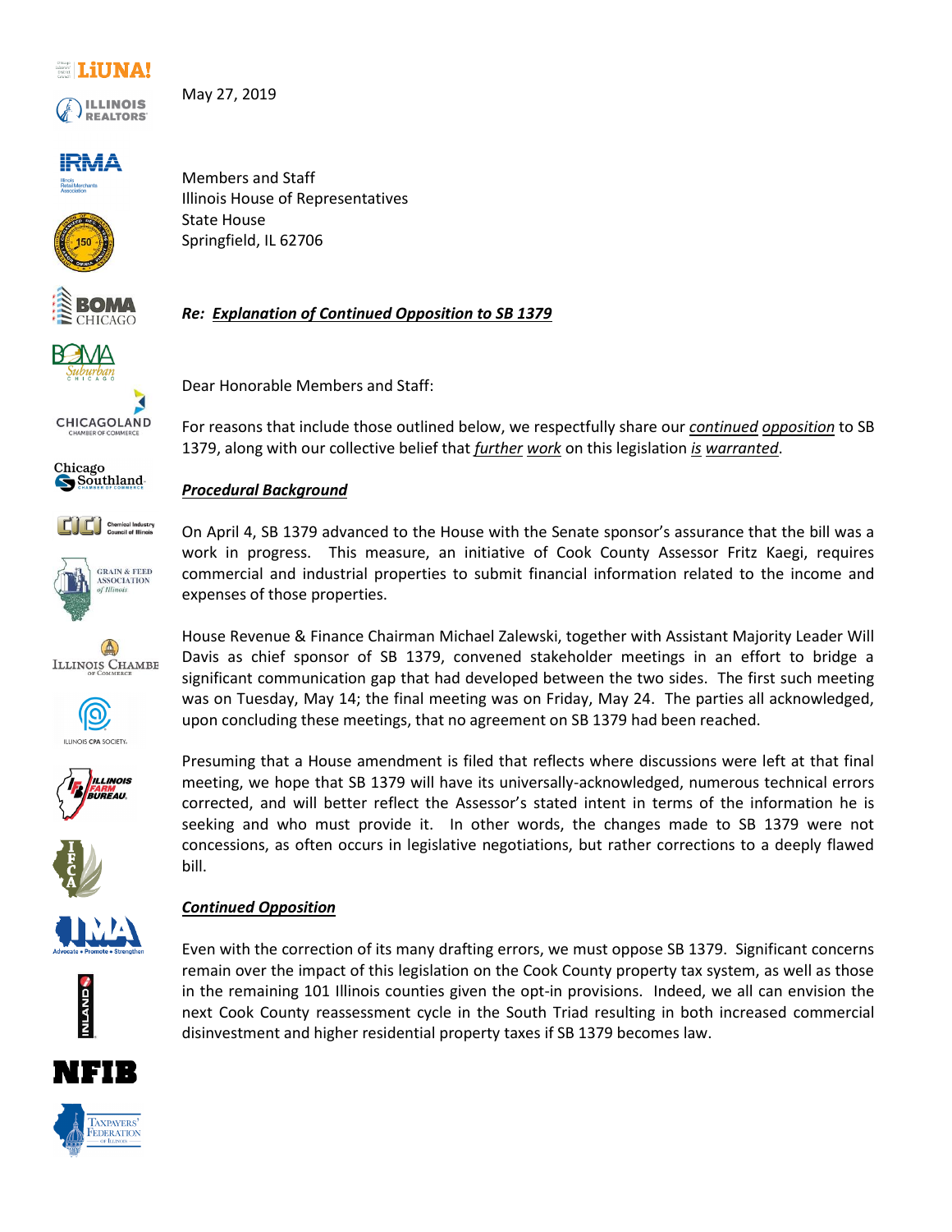May 27, 2019

Members and Staff
Illinois House of Representatives
State House
Springfield, IL 62706

***Re: Explanation of Continued Opposition to SB 1379***

Dear Honorable Members and Staff:

For reasons that include those outlined below, we respectfully share our ***continued opposition*** to SB 1379, along with our collective belief that ***further work*** on this legislation ***is warranted***.

***Procedural Background***

On April 4, SB 1379 advanced to the House with the Senate sponsor's assurance that the bill was a work in progress. This measure, an initiative of Cook County Assessor Fritz Kaegi, requires commercial and industrial properties to submit financial information related to the income and expenses of those properties.

House Revenue & Finance Chairman Michael Zalewski, together with Assistant Majority Leader Will Davis as chief sponsor of SB 1379, convened stakeholder meetings in an effort to bridge a significant communication gap that had developed between the two sides. The first such meeting was on Tuesday, May 14; the final meeting was on Friday, May 24. The parties all acknowledged, upon concluding these meetings, that no agreement on SB 1379 had been reached.

Presuming that a House amendment is filed that reflects where discussions were left at that final meeting, we hope that SB 1379 will have its universally-acknowledged, numerous technical errors corrected, and will better reflect the Assessor's stated intent in terms of the information he is seeking and who must provide it. In other words, the changes made to SB 1379 were not concessions, as often occurs in legislative negotiations, but rather corrections to a deeply flawed bill.

***Continued Opposition***

Even with the correction of its many drafting errors, we must oppose SB 1379. Significant concerns remain over the impact of this legislation on the Cook County property tax system, as well as those in the remaining 101 Illinois counties given the opt-in provisions. Indeed, we all can envision the next Cook County reassessment cycle in the South Triad resulting in both increased commercial disinvestment and higher residential property taxes if SB 1379 becomes law.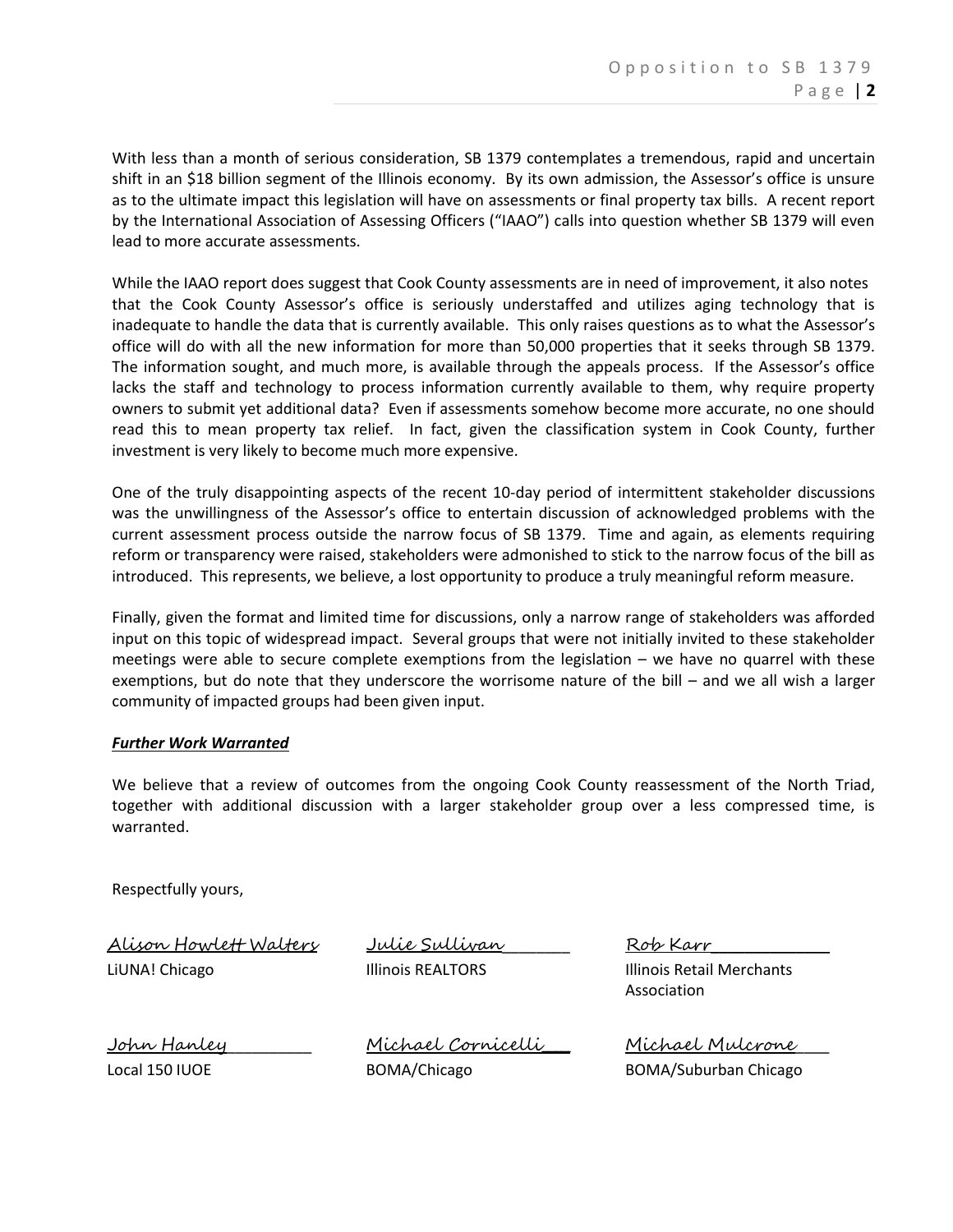With less than a month of serious consideration, SB 1379 contemplates a tremendous, rapid and uncertain shift in an $18 billion segment of the Illinois economy. By its own admission, the Assessor's office is unsure as to the ultimate impact this legislation will have on assessments or final property tax bills. A recent report by the International Association of Assessing Officers ("IAAO") calls into question whether SB 1379 will even lead to more accurate assessments.

While the IAAO report does suggest that Cook County assessments are in need of improvement, it also notes that the Cook County Assessor's office is seriously understaffed and utilizes aging technology that is inadequate to handle the data that is currently available. This only raises questions as to what the Assessor's office will do with all the new information for more than 50,000 properties that it seeks through SB 1379. The information sought, and much more, is available through the appeals process. If the Assessor's office lacks the staff and technology to process information currently available to them, why require property owners to submit yet additional data? Even if assessments somehow become more accurate, no one should read this to mean property tax relief. In fact, given the classification system in Cook County, further investment is very likely to become much more expensive.

One of the truly disappointing aspects of the recent 10-day period of intermittent stakeholder discussions was the unwillingness of the Assessor's office to entertain discussion of acknowledged problems with the current assessment process outside the narrow focus of SB 1379. Time and again, as elements requiring reform or transparency were raised, stakeholders were admonished to stick to the narrow focus of the bill as introduced. This represents, we believe, a lost opportunity to produce a truly meaningful reform measure.

Finally, given the format and limited time for discussions, only a narrow range of stakeholders was afforded input on this topic of widespread impact. Several groups that were not initially invited to these stakeholder meetings were able to secure complete exemptions from the legislation – we have no quarrel with these exemptions, but do note that they underscore the worrisome nature of the bill – and we all wish a larger community of impacted groups had been given input.

***Further Work Warranted***

We believe that a review of outcomes from the ongoing Cook County reassessment of the North Triad, together with additional discussion with a larger stakeholder group over a less compressed time, is warranted.

Respectfully yours,

| | | |
|---|---|---|
| Alison Howlett Walters<br>LiUNA! Chicago | Julie Sullivan<br>Illinois REALTORS | Rob Karr<br>Illinois Retail Merchants Association |
| John Hanley<br>Local 150 IUOE | Michael Cornicelli<br>BOMA/Chicago | Michael Mulcrone<br>BOMA/Suburban Chicago |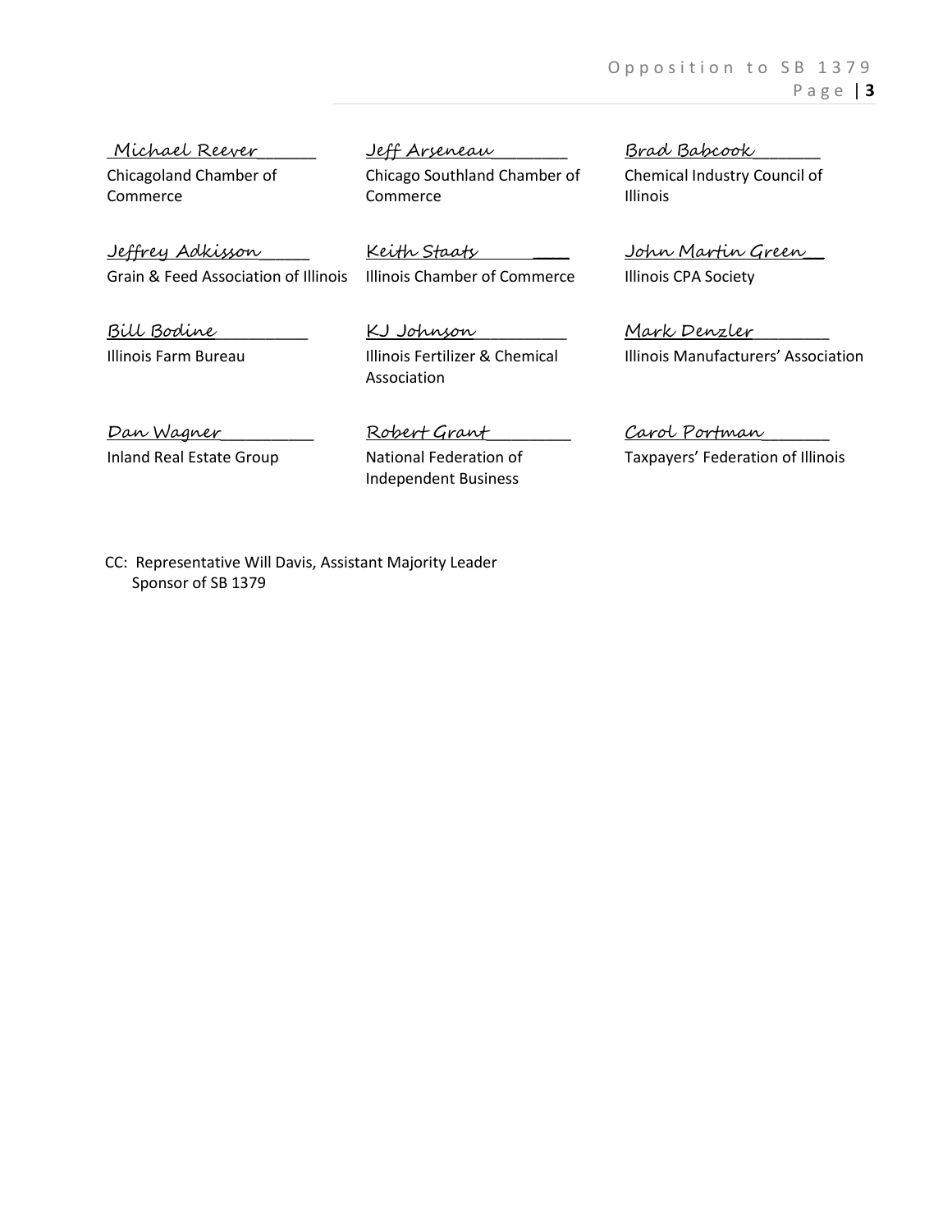Michael Reever
Chicagoland Chamber of Commerce

Jeff Arseneau
Chicago Southland Chamber of Commerce

Brad Babcook
Chemical Industry Council of Illinois

Jeffrey Adkisson
Grain & Feed Association of Illinois

Keith Staats
Illinois Chamber of Commerce

John Martin Green
Illinois CPA Society

Bill Bodine
Illinois Farm Bureau

KJ Johnson
Illinois Fertilizer & Chemical Association

Mark Denzler
Illinois Manufacturers' Association

Dan Wagner
Inland Real Estate Group

Robert Grant
National Federation of Independent Business

Carol Portman
Taxpayers' Federation of Illinois

CC: Representative Will Davis, Assistant Majority Leader
Sponsor of SB 1379